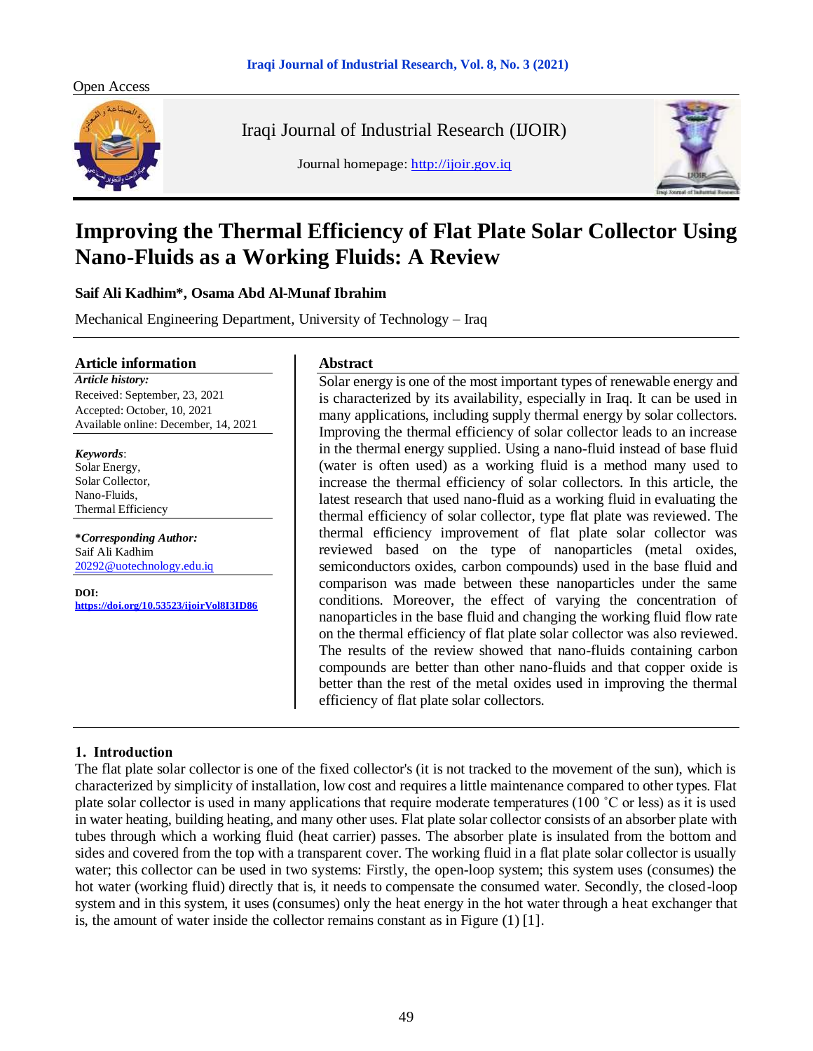Open Access

Iraqi Journal of Industrial Research (IJOIR)

Journal homepage: http://ijoir.gov.iq

# Improving the Thermal Efficiency of Flat Plate Solar Collector Using Nano-Fluids as a Working Fluids: A Review

**Saif Ali Kadhim\*, Osama Abd Al-Munaf Ibrahim**

Mechanical Engineering Department, University of Technology – Iraq

## Article information

***Article history:***
Received: September, 23, 2021
Accepted: October, 10, 2021
Available online: December, 14, 2021

***Keywords***:
Solar Energy,
Solar Collector,
Nano-Fluids,
Thermal Efficiency

**\****Corresponding Author:***
Saif Ali Kadhim
20292@uotechnology.edu.iq

**DOI:**
https://doi.org/10.53523/ijoirVol8I3ID86

## Abstract

Solar energy is one of the most important types of renewable energy and is characterized by its availability, especially in Iraq. It can be used in many applications, including supply thermal energy by solar collectors. Improving the thermal efficiency of solar collector leads to an increase in the thermal energy supplied. Using a nano-fluid instead of base fluid (water is often used) as a working fluid is a method many used to increase the thermal efficiency of solar collectors. In this article, the latest research that used nano-fluid as a working fluid in evaluating the thermal efficiency of solar collector, type flat plate was reviewed. The thermal efficiency improvement of flat plate solar collector was reviewed based on the type of nanoparticles (metal oxides, semiconductors oxides, carbon compounds) used in the base fluid and comparison was made between these nanoparticles under the same conditions. Moreover, the effect of varying the concentration of nanoparticles in the base fluid and changing the working fluid flow rate on the thermal efficiency of flat plate solar collector was also reviewed. The results of the review showed that nano-fluids containing carbon compounds are better than other nano-fluids and that copper oxide is better than the rest of the metal oxides used in improving the thermal efficiency of flat plate solar collectors.

## 1. Introduction

The flat plate solar collector is one of the fixed collector's (it is not tracked to the movement of the sun), which is characterized by simplicity of installation, low cost and requires a little maintenance compared to other types. Flat plate solar collector is used in many applications that require moderate temperatures (100 ˚C or less) as it is used in water heating, building heating, and many other uses. Flat plate solar collector consists of an absorber plate with tubes through which a working fluid (heat carrier) passes. The absorber plate is insulated from the bottom and sides and covered from the top with a transparent cover. The working fluid in a flat plate solar collector is usually water; this collector can be used in two systems: Firstly, the open-loop system; this system uses (consumes) the hot water (working fluid) directly that is, it needs to compensate the consumed water. Secondly, the closed-loop system and in this system, it uses (consumes) only the heat energy in the hot water through a heat exchanger that is, the amount of water inside the collector remains constant as in Figure (1) [1].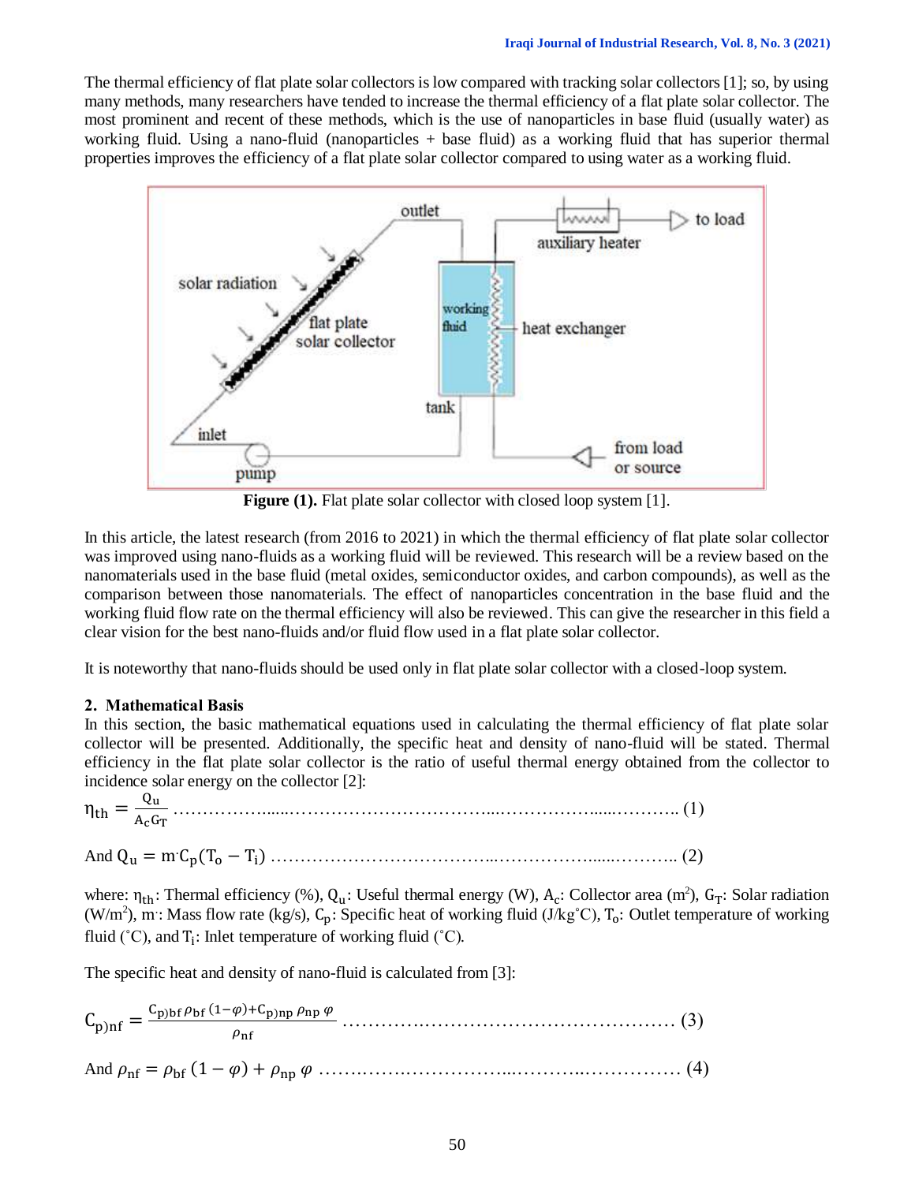The thermal efficiency of flat plate solar collectors is low compared with tracking solar collectors [1]; so, by using many methods, many researchers have tended to increase the thermal efficiency of a flat plate solar collector. The most prominent and recent of these methods, which is the use of nanoparticles in base fluid (usually water) as working fluid. Using a nano-fluid (nanoparticles + base fluid) as a working fluid that has superior thermal properties improves the efficiency of a flat plate solar collector compared to using water as a working fluid.

**Figure (1).** Flat plate solar collector with closed loop system [1].

In this article, the latest research (from 2016 to 2021) in which the thermal efficiency of flat plate solar collector was improved using nano-fluids as a working fluid will be reviewed. This research will be a review based on the nanomaterials used in the base fluid (metal oxides, semiconductor oxides, and carbon compounds), as well as the comparison between those nanomaterials. The effect of nanoparticles concentration in the base fluid and the working fluid flow rate on the thermal efficiency will also be reviewed. This can give the researcher in this field a clear vision for the best nano-fluids and/or fluid flow used in a flat plate solar collector.

It is noteworthy that nano-fluids should be used only in flat plate solar collector with a closed-loop system.

## 2. Mathematical Basis

In this section, the basic mathematical equations used in calculating the thermal efficiency of flat plate solar collector will be presented. Additionally, the specific heat and density of nano-fluid will be stated. Thermal efficiency in the flat plate solar collector is the ratio of useful thermal energy obtained from the collector to incidence solar energy on the collector [2]:

$$\eta_{th} = \frac{Q_u}{A_c G_T} \quad \text{……………………………………………………………………… (1)}$$

And $Q_u = \dot{m} C_p (T_o - T_i)$ ……………………………………………………………… (2)

where: $\eta_{th}$: Thermal efficiency (%), $Q_u$: Useful thermal energy (W), $A_c$: Collector area (m$^2$), $G_T$: Solar radiation (W/m$^2$), $\dot{m}$: Mass flow rate (kg/s), $C_p$: Specific heat of working fluid (J/kg˚C), $T_o$: Outlet temperature of working fluid (˚C), and $T_i$: Inlet temperature of working fluid (˚C).

The specific heat and density of nano-fluid is calculated from [3]:

$$C_{p)nf} = \frac{C_{p)bf}\,\rho_{bf}\,(1-\varphi) + C_{p)np}\,\rho_{np}\,\varphi}{\rho_{nf}} \quad \text{……………………………………………… (3)}$$

And $\rho_{nf} = \rho_{bf}\,(1-\varphi) + \rho_{np}\,\varphi$ ……………………………………………………… (4)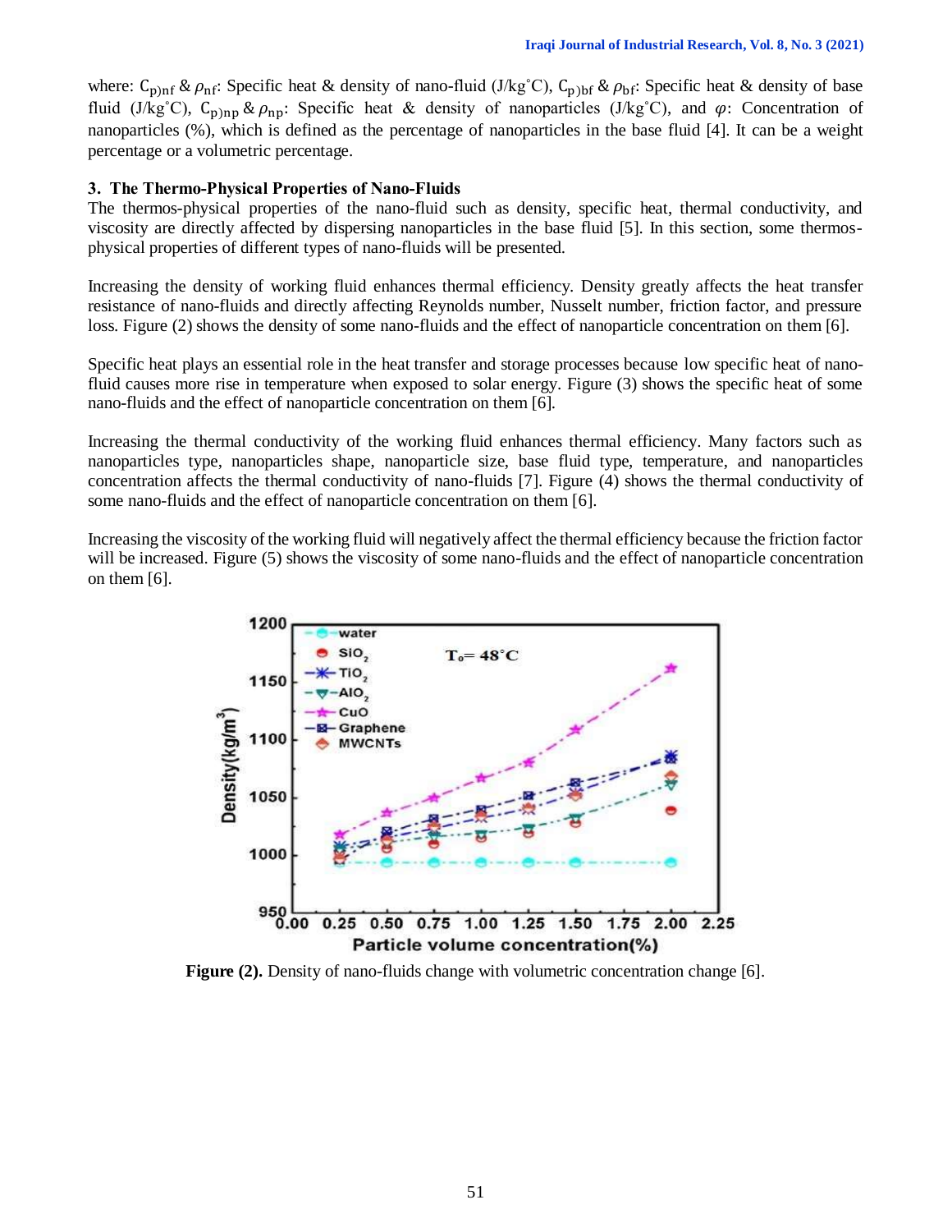where: $C_{p)nf}$ & $\rho_{nf}$: Specific heat & density of nano-fluid (J/kg˚C), $C_{p)bf}$ & $\rho_{bf}$: Specific heat & density of base fluid (J/kg˚C), $C_{p)np}$ & $\rho_{np}$: Specific heat & density of nanoparticles (J/kg˚C), and $\varphi$: Concentration of nanoparticles (%), which is defined as the percentage of nanoparticles in the base fluid [4]. It can be a weight percentage or a volumetric percentage.

## 3. The Thermo-Physical Properties of Nano-Fluids

The thermos-physical properties of the nano-fluid such as density, specific heat, thermal conductivity, and viscosity are directly affected by dispersing nanoparticles in the base fluid [5]. In this section, some thermos-physical properties of different types of nano-fluids will be presented.

Increasing the density of working fluid enhances thermal efficiency. Density greatly affects the heat transfer resistance of nano-fluids and directly affecting Reynolds number, Nusselt number, friction factor, and pressure loss. Figure (2) shows the density of some nano-fluids and the effect of nanoparticle concentration on them [6].

Specific heat plays an essential role in the heat transfer and storage processes because low specific heat of nano-fluid causes more rise in temperature when exposed to solar energy. Figure (3) shows the specific heat of some nano-fluids and the effect of nanoparticle concentration on them [6].

Increasing the thermal conductivity of the working fluid enhances thermal efficiency. Many factors such as nanoparticles type, nanoparticles shape, nanoparticle size, base fluid type, temperature, and nanoparticles concentration affects the thermal conductivity of nano-fluids [7]. Figure (4) shows the thermal conductivity of some nano-fluids and the effect of nanoparticle concentration on them [6].

Increasing the viscosity of the working fluid will negatively affect the thermal efficiency because the friction factor will be increased. Figure (5) shows the viscosity of some nano-fluids and the effect of nanoparticle concentration on them [6].

**Figure (2).** Density of nano-fluids change with volumetric concentration change [6].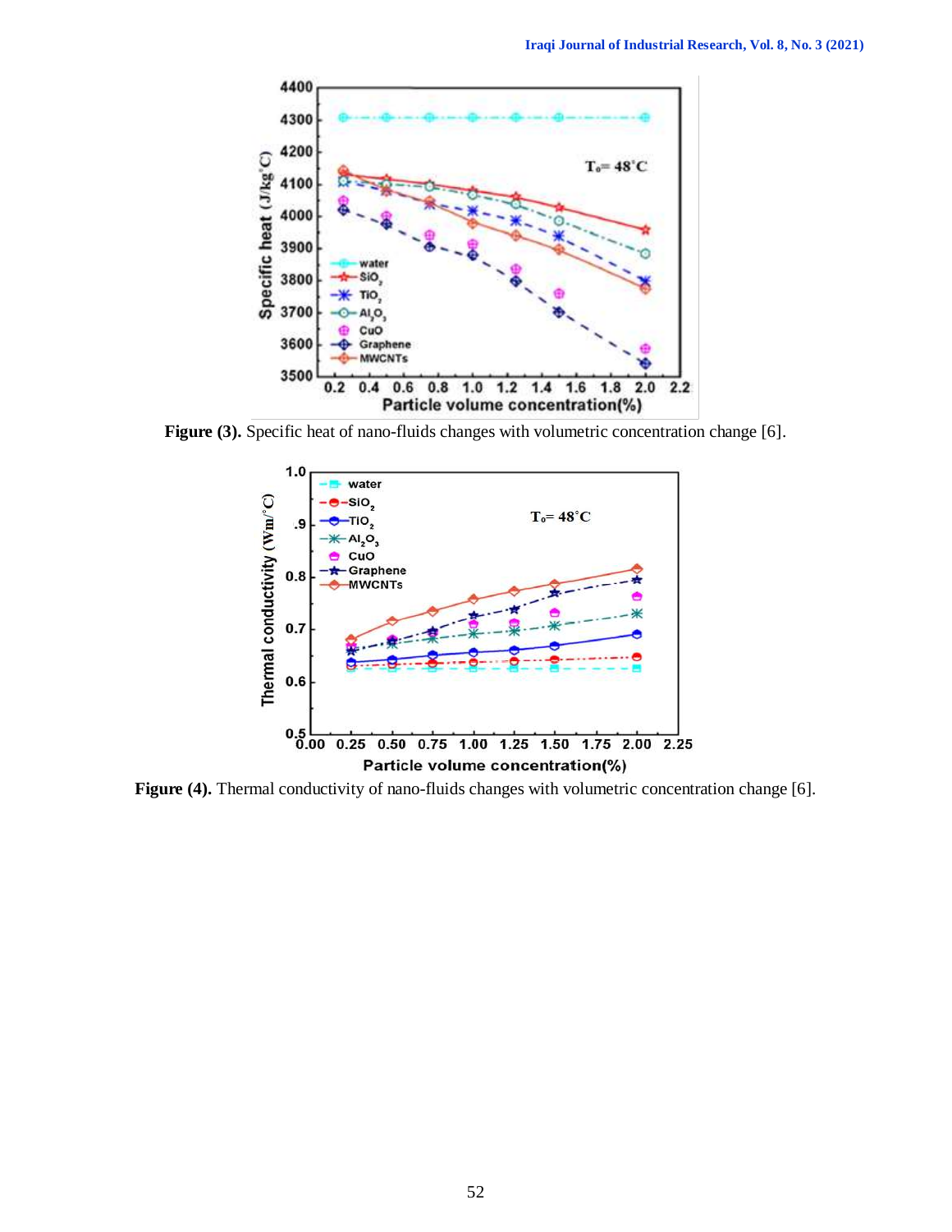**Figure (3).** Specific heat of nano-fluids changes with volumetric concentration change [6].

**Figure (4).** Thermal conductivity of nano-fluids changes with volumetric concentration change [6].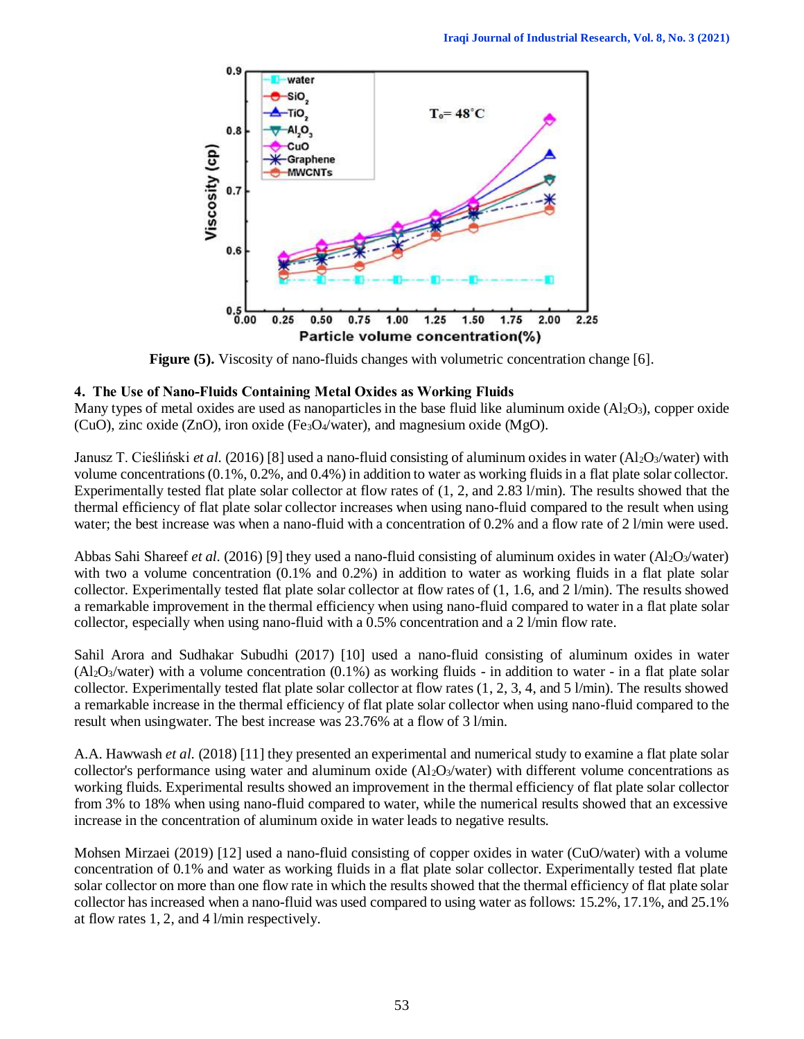Figure (5). Viscosity of nano-fluids changes with volumetric concentration change [6].

## 4. The Use of Nano-Fluids Containing Metal Oxides as Working Fluids

Many types of metal oxides are used as nanoparticles in the base fluid like aluminum oxide ($Al_2O_3$), copper oxide (CuO), zinc oxide (ZnO), iron oxide ($Fe_3O_4$/water), and magnesium oxide (MgO).

Janusz T. Cieśliński *et al.* (2016) [8] used a nano-fluid consisting of aluminum oxides in water ($Al_2O_3$/water) with volume concentrations (0.1%, 0.2%, and 0.4%) in addition to water as working fluids in a flat plate solar collector. Experimentally tested flat plate solar collector at flow rates of (1, 2, and 2.83 l/min). The results showed that the thermal efficiency of flat plate solar collector increases when using nano-fluid compared to the result when using water; the best increase was when a nano-fluid with a concentration of 0.2% and a flow rate of 2 l/min were used.

Abbas Sahi Shareef *et al.* (2016) [9] they used a nano-fluid consisting of aluminum oxides in water ($Al_2O_3$/water) with two a volume concentration (0.1% and 0.2%) in addition to water as working fluids in a flat plate solar collector. Experimentally tested flat plate solar collector at flow rates of (1, 1.6, and 2 l/min). The results showed a remarkable improvement in the thermal efficiency when using nano-fluid compared to water in a flat plate solar collector, especially when using nano-fluid with a 0.5% concentration and a 2 l/min flow rate.

Sahil Arora and Sudhakar Subudhi (2017) [10] used a nano-fluid consisting of aluminum oxides in water ($Al_2O_3$/water) with a volume concentration (0.1%) as working fluids - in addition to water - in a flat plate solar collector. Experimentally tested flat plate solar collector at flow rates (1, 2, 3, 4, and 5 l/min). The results showed a remarkable increase in the thermal efficiency of flat plate solar collector when using nano-fluid compared to the result when usingwater. The best increase was 23.76% at a flow of 3 l/min.

A.A. Hawwash *et al.* (2018) [11] they presented an experimental and numerical study to examine a flat plate solar collector's performance using water and aluminum oxide ($Al_2O_3$/water) with different volume concentrations as working fluids. Experimental results showed an improvement in the thermal efficiency of flat plate solar collector from 3% to 18% when using nano-fluid compared to water, while the numerical results showed that an excessive increase in the concentration of aluminum oxide in water leads to negative results.

Mohsen Mirzaei (2019) [12] used a nano-fluid consisting of copper oxides in water (CuO/water) with a volume concentration of 0.1% and water as working fluids in a flat plate solar collector. Experimentally tested flat plate solar collector on more than one flow rate in which the results showed that the thermal efficiency of flat plate solar collector has increased when a nano-fluid was used compared to using water as follows: 15.2%, 17.1%, and 25.1% at flow rates 1, 2, and 4 l/min respectively.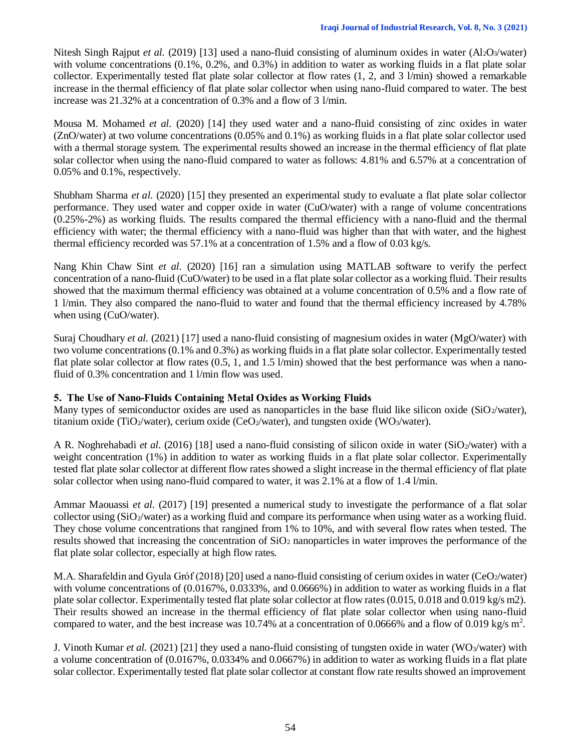Nitesh Singh Rajput *et al.* (2019) [13] used a nano-fluid consisting of aluminum oxides in water ($Al_2O_3$/water) with volume concentrations (0.1%, 0.2%, and 0.3%) in addition to water as working fluids in a flat plate solar collector. Experimentally tested flat plate solar collector at flow rates (1, 2, and 3 l/min) showed a remarkable increase in the thermal efficiency of flat plate solar collector when using nano-fluid compared to water. The best increase was 21.32% at a concentration of 0.3% and a flow of 3 l/min.

Mousa M. Mohamed *et al.* (2020) [14] they used water and a nano-fluid consisting of zinc oxides in water (ZnO/water) at two volume concentrations (0.05% and 0.1%) as working fluids in a flat plate solar collector used with a thermal storage system. The experimental results showed an increase in the thermal efficiency of flat plate solar collector when using the nano-fluid compared to water as follows: 4.81% and 6.57% at a concentration of 0.05% and 0.1%, respectively.

Shubham Sharma *et al.* (2020) [15] they presented an experimental study to evaluate a flat plate solar collector performance. They used water and copper oxide in water (CuO/water) with a range of volume concentrations (0.25%-2%) as working fluids. The results compared the thermal efficiency with a nano-fluid and the thermal efficiency with water; the thermal efficiency with a nano-fluid was higher than that with water, and the highest thermal efficiency recorded was 57.1% at a concentration of 1.5% and a flow of 0.03 kg/s.

Nang Khin Chaw Sint *et al.* (2020) [16] ran a simulation using MATLAB software to verify the perfect concentration of a nano-fluid (CuO/water) to be used in a flat plate solar collector as a working fluid. Their results showed that the maximum thermal efficiency was obtained at a volume concentration of 0.5% and a flow rate of 1 l/min. They also compared the nano-fluid to water and found that the thermal efficiency increased by 4.78% when using (CuO/water).

Suraj Choudhary *et al.* (2021) [17] used a nano-fluid consisting of magnesium oxides in water (MgO/water) with two volume concentrations (0.1% and 0.3%) as working fluids in a flat plate solar collector. Experimentally tested flat plate solar collector at flow rates (0.5, 1, and 1.5 l/min) showed that the best performance was when a nano-fluid of 0.3% concentration and 1 l/min flow was used.

## 5. The Use of Nano-Fluids Containing Metal Oxides as Working Fluids

Many types of semiconductor oxides are used as nanoparticles in the base fluid like silicon oxide ($SiO_2$/water), titanium oxide ($TiO_2$/water), cerium oxide ($CeO_2$/water), and tungsten oxide ($WO_3$/water).

A R. Noghrehabadi *et al.* (2016) [18] used a nano-fluid consisting of silicon oxide in water ($SiO_2$/water) with a weight concentration (1%) in addition to water as working fluids in a flat plate solar collector. Experimentally tested flat plate solar collector at different flow rates showed a slight increase in the thermal efficiency of flat plate solar collector when using nano-fluid compared to water, it was 2.1% at a flow of 1.4 l/min.

Ammar Maouassi *et al.* (2017) [19] presented a numerical study to investigate the performance of a flat solar collector using ($SiO_2$/water) as a working fluid and compare its performance when using water as a working fluid. They chose volume concentrations that rangined from 1% to 10%, and with several flow rates when tested. The results showed that increasing the concentration of $SiO_2$ nanoparticles in water improves the performance of the flat plate solar collector, especially at high flow rates.

M.A. Sharafeldin and Gyula Gróf (2018) [20] used a nano-fluid consisting of cerium oxides in water ($CeO_2$/water) with volume concentrations of (0.0167%, 0.0333%, and 0.0666%) in addition to water as working fluids in a flat plate solar collector. Experimentally tested flat plate solar collector at flow rates (0.015, 0.018 and 0.019 kg/s m2). Their results showed an increase in the thermal efficiency of flat plate solar collector when using nano-fluid compared to water, and the best increase was 10.74% at a concentration of 0.0666% and a flow of 0.019 kg/s $m^2$.

J. Vinoth Kumar *et al.* (2021) [21] they used a nano-fluid consisting of tungsten oxide in water ($WO_3$/water) with a volume concentration of (0.0167%, 0.0334% and 0.0667%) in addition to water as working fluids in a flat plate solar collector. Experimentally tested flat plate solar collector at constant flow rate results showed an improvement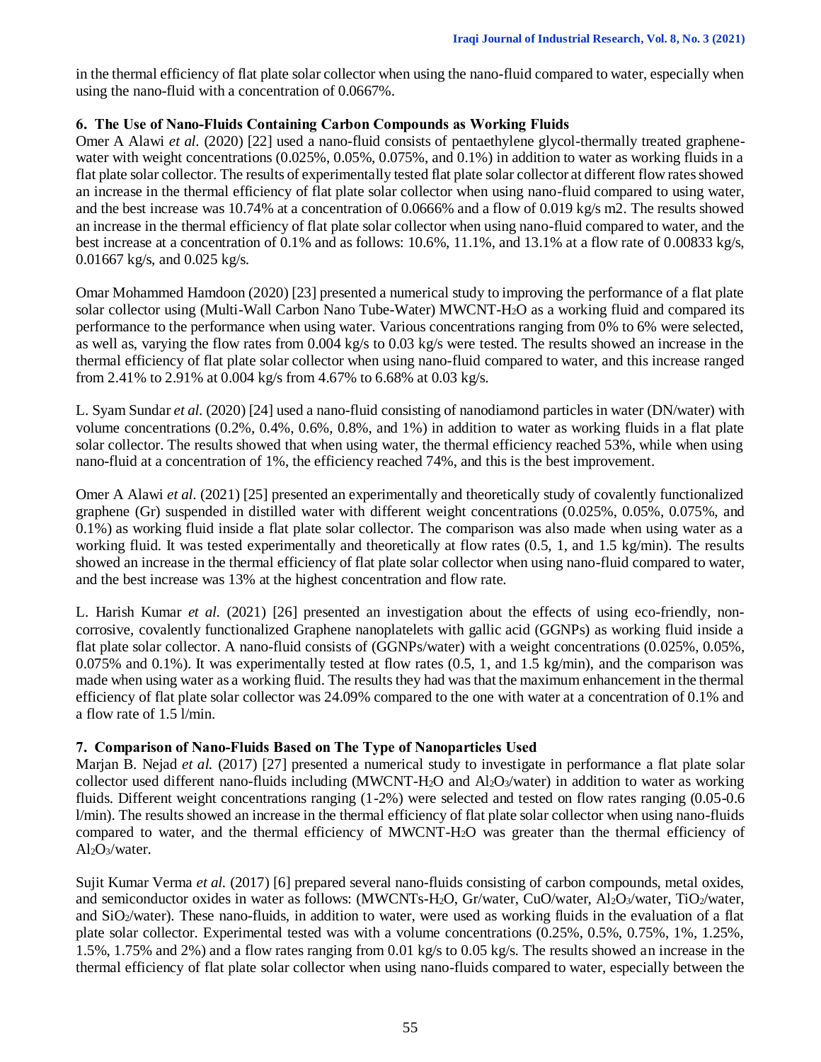in the thermal efficiency of flat plate solar collector when using the nano-fluid compared to water, especially when using the nano-fluid with a concentration of 0.0667%.

### 6. The Use of Nano-Fluids Containing Carbon Compounds as Working Fluids

Omer A Alawi *et al.* (2020) [22] used a nano-fluid consists of pentaethylene glycol-thermally treated graphene-water with weight concentrations (0.025%, 0.05%, 0.075%, and 0.1%) in addition to water as working fluids in a flat plate solar collector. The results of experimentally tested flat plate solar collector at different flow rates showed an increase in the thermal efficiency of flat plate solar collector when using nano-fluid compared to using water, and the best increase was 10.74% at a concentration of 0.0666% and a flow of 0.019 kg/s m2. The results showed an increase in the thermal efficiency of flat plate solar collector when using nano-fluid compared to water, and the best increase at a concentration of 0.1% and as follows: 10.6%, 11.1%, and 13.1% at a flow rate of 0.00833 kg/s, 0.01667 kg/s, and 0.025 kg/s.

Omar Mohammed Hamdoon (2020) [23] presented a numerical study to improving the performance of a flat plate solar collector using (Multi-Wall Carbon Nano Tube-Water) MWCNT-$H_2O$ as a working fluid and compared its performance to the performance when using water. Various concentrations ranging from 0% to 6% were selected, as well as, varying the flow rates from 0.004 kg/s to 0.03 kg/s were tested. The results showed an increase in the thermal efficiency of flat plate solar collector when using nano-fluid compared to water, and this increase ranged from 2.41% to 2.91% at 0.004 kg/s from 4.67% to 6.68% at 0.03 kg/s.

L. Syam Sundar *et al.* (2020) [24] used a nano-fluid consisting of nanodiamond particles in water (DN/water) with volume concentrations (0.2%, 0.4%, 0.6%, 0.8%, and 1%) in addition to water as working fluids in a flat plate solar collector. The results showed that when using water, the thermal efficiency reached 53%, while when using nano-fluid at a concentration of 1%, the efficiency reached 74%, and this is the best improvement.

Omer A Alawi *et al*. (2021) [25] presented an experimentally and theoretically study of covalently functionalized graphene (Gr) suspended in distilled water with different weight concentrations (0.025%, 0.05%, 0.075%, and 0.1%) as working fluid inside a flat plate solar collector. The comparison was also made when using water as a working fluid. It was tested experimentally and theoretically at flow rates (0.5, 1, and 1.5 kg/min). The results showed an increase in the thermal efficiency of flat plate solar collector when using nano-fluid compared to water, and the best increase was 13% at the highest concentration and flow rate.

L. Harish Kumar *et al.* (2021) [26] presented an investigation about the effects of using eco-friendly, non-corrosive, covalently functionalized Graphene nanoplatelets with gallic acid (GGNPs) as working fluid inside a flat plate solar collector. A nano-fluid consists of (GGNPs/water) with a weight concentrations (0.025%, 0.05%, 0.075% and 0.1%). It was experimentally tested at flow rates (0.5, 1, and 1.5 kg/min), and the comparison was made when using water as a working fluid. The results they had was that the maximum enhancement in the thermal efficiency of flat plate solar collector was 24.09% compared to the one with water at a concentration of 0.1% and a flow rate of 1.5 l/min.

### 7. Comparison of Nano-Fluids Based on The Type of Nanoparticles Used

Marjan B. Nejad *et al.* (2017) [27] presented a numerical study to investigate in performance a flat plate solar collector used different nano-fluids including (MWCNT-$H_2O$ and $Al_2O_3$/water) in addition to water as working fluids. Different weight concentrations ranging (1-2%) were selected and tested on flow rates ranging (0.05-0.6 l/min). The results showed an increase in the thermal efficiency of flat plate solar collector when using nano-fluids compared to water, and the thermal efficiency of MWCNT-$H_2O$ was greater than the thermal efficiency of $Al_2O_3$/water.

Sujit Kumar Verma *et al.* (2017) [6] prepared several nano-fluids consisting of carbon compounds, metal oxides, and semiconductor oxides in water as follows: (MWCNTs-$H_2O$, Gr/water, CuO/water, $Al_2O_3$/water, $TiO_2$/water, and $SiO_2$/water). These nano-fluids, in addition to water, were used as working fluids in the evaluation of a flat plate solar collector. Experimental tested was with a volume concentrations (0.25%, 0.5%, 0.75%, 1%, 1.25%, 1.5%, 1.75% and 2%) and a flow rates ranging from 0.01 kg/s to 0.05 kg/s. The results showed an increase in the thermal efficiency of flat plate solar collector when using nano-fluids compared to water, especially between the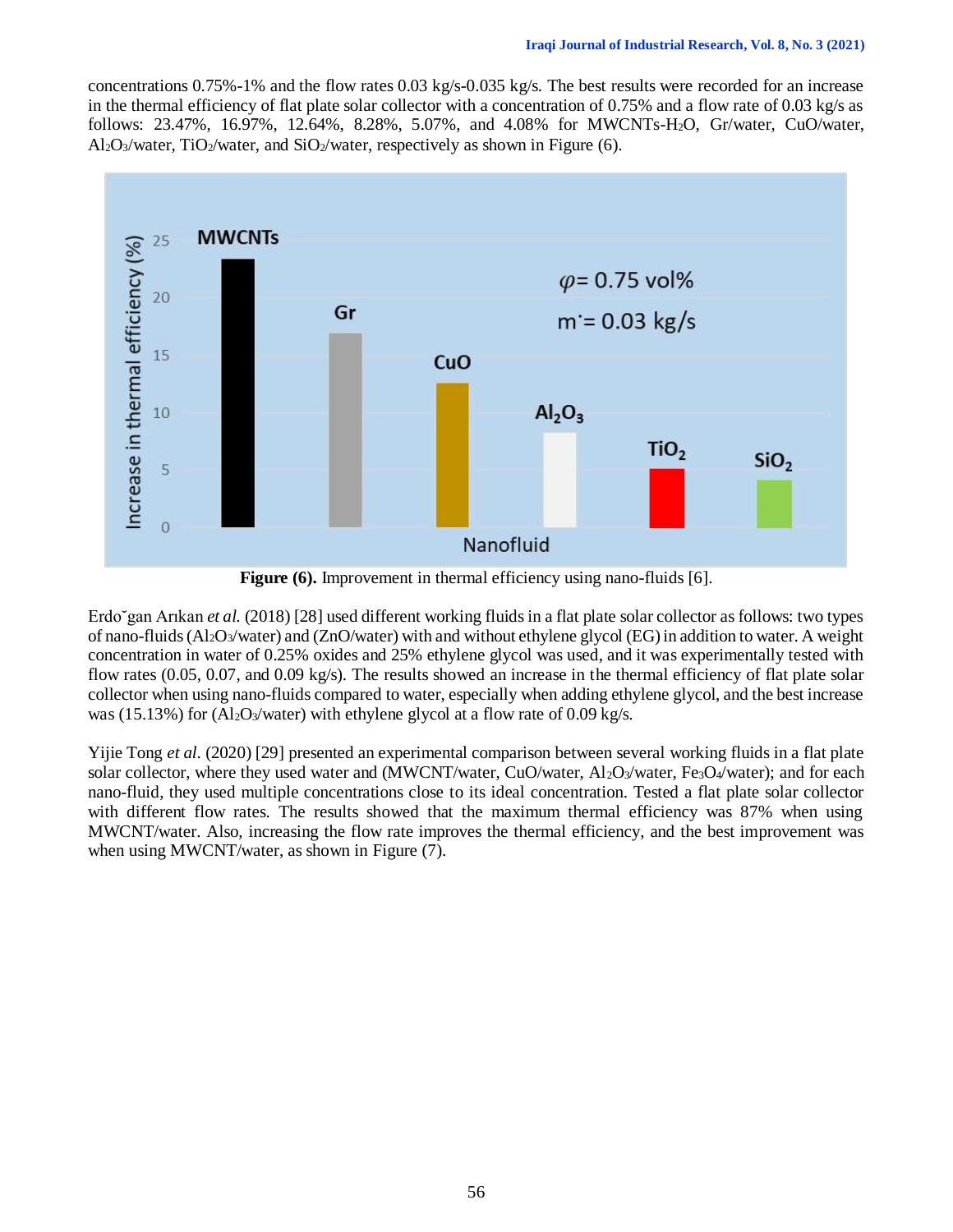concentrations 0.75%-1% and the flow rates 0.03 kg/s-0.035 kg/s. The best results were recorded for an increase in the thermal efficiency of flat plate solar collector with a concentration of 0.75% and a flow rate of 0.03 kg/s as follows: 23.47%, 16.97%, 12.64%, 8.28%, 5.07%, and 4.08% for MWCNTs-$H_2O$, Gr/water, CuO/water, $Al_2O_3$/water, $TiO_2$/water, and $SiO_2$/water, respectively as shown in Figure (6).

**Figure (6).** Improvement in thermal efficiency using nano-fluids [6].

Erdoˇgan Arıkan *et al.* (2018) [28] used different working fluids in a flat plate solar collector as follows: two types of nano-fluids ($Al_2O_3$/water) and (ZnO/water) with and without ethylene glycol (EG) in addition to water. A weight concentration in water of 0.25% oxides and 25% ethylene glycol was used, and it was experimentally tested with flow rates (0.05, 0.07, and 0.09 kg/s). The results showed an increase in the thermal efficiency of flat plate solar collector when using nano-fluids compared to water, especially when adding ethylene glycol, and the best increase was (15.13%) for ($Al_2O_3$/water) with ethylene glycol at a flow rate of 0.09 kg/s.

Yijie Tong *et al.* (2020) [29] presented an experimental comparison between several working fluids in a flat plate solar collector, where they used water and (MWCNT/water, CuO/water, $Al_2O_3$/water, $Fe_3O_4$/water); and for each nano-fluid, they used multiple concentrations close to its ideal concentration. Tested a flat plate solar collector with different flow rates. The results showed that the maximum thermal efficiency was 87% when using MWCNT/water. Also, increasing the flow rate improves the thermal efficiency, and the best improvement was when using MWCNT/water, as shown in Figure (7).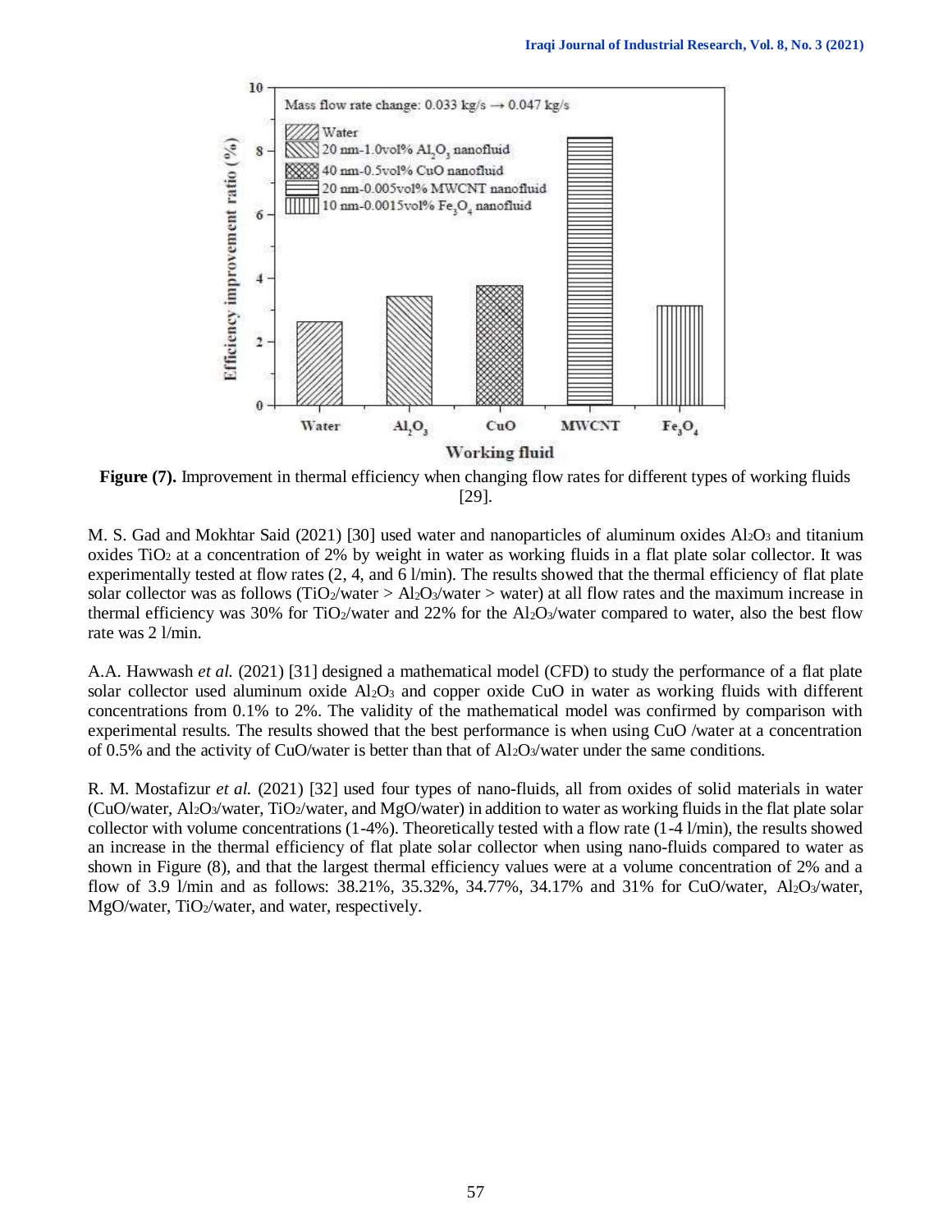**Figure (7).** Improvement in thermal efficiency when changing flow rates for different types of working fluids [29].

M. S. Gad and Mokhtar Said (2021) [30] used water and nanoparticles of aluminum oxides $Al_2O_3$ and titanium oxides $TiO_2$ at a concentration of 2% by weight in water as working fluids in a flat plate solar collector. It was experimentally tested at flow rates (2, 4, and 6 l/min). The results showed that the thermal efficiency of flat plate solar collector was as follows ($TiO_2$/water > $Al_2O_3$/water > water) at all flow rates and the maximum increase in thermal efficiency was 30% for $TiO_2$/water and 22% for the $Al_2O_3$/water compared to water, also the best flow rate was 2 l/min.

A.A. Hawwash *et al.* (2021) [31] designed a mathematical model (CFD) to study the performance of a flat plate solar collector used aluminum oxide $Al_2O_3$ and copper oxide CuO in water as working fluids with different concentrations from 0.1% to 2%. The validity of the mathematical model was confirmed by comparison with experimental results. The results showed that the best performance is when using CuO /water at a concentration of 0.5% and the activity of CuO/water is better than that of $Al_2O_3$/water under the same conditions.

R. M. Mostafizur *et al.* (2021) [32] used four types of nano-fluids, all from oxides of solid materials in water (CuO/water, $Al_2O_3$/water, $TiO_2$/water, and MgO/water) in addition to water as working fluids in the flat plate solar collector with volume concentrations (1-4%). Theoretically tested with a flow rate (1-4 l/min), the results showed an increase in the thermal efficiency of flat plate solar collector when using nano-fluids compared to water as shown in Figure (8), and that the largest thermal efficiency values were at a volume concentration of 2% and a flow of 3.9 l/min and as follows: 38.21%, 35.32%, 34.77%, 34.17% and 31% for CuO/water, $Al_2O_3$/water, MgO/water, $TiO_2$/water, and water, respectively.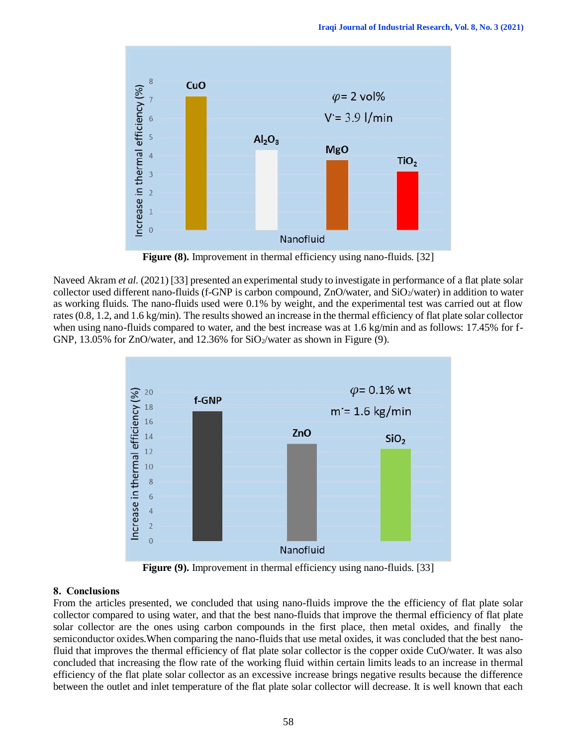Figure (8). Improvement in thermal efficiency using nano-fluids. [32]

Naveed Akram *et al*. (2021) [33] presented an experimental study to investigate in performance of a flat plate solar collector used different nano-fluids (f-GNP is carbon compound, ZnO/water, and $SiO_2$/water) in addition to water as working fluids. The nano-fluids used were 0.1% by weight, and the experimental test was carried out at flow rates (0.8, 1.2, and 1.6 kg/min). The results showed an increase in the thermal efficiency of flat plate solar collector when using nano-fluids compared to water, and the best increase was at 1.6 kg/min and as follows: 17.45% for f-GNP, 13.05% for ZnO/water, and 12.36% for $SiO_2$/water as shown in Figure (9).

Figure (9). Improvement in thermal efficiency using nano-fluids. [33]

## 8. Conclusions

From the articles presented, we concluded that using nano-fluids improve the the efficiency of flat plate solar collector compared to using water, and that the best nano-fluids that improve the thermal efficiency of flat plate solar collector are the ones using carbon compounds in the first place, then metal oxides, and finally the semiconductor oxides.When comparing the nano-fluids that use metal oxides, it was concluded that the best nano-fluid that improves the thermal efficiency of flat plate solar collector is the copper oxide CuO/water. It was also concluded that increasing the flow rate of the working fluid within certain limits leads to an increase in thermal efficiency of the flat plate solar collector as an excessive increase brings negative results because the difference between the outlet and inlet temperature of the flat plate solar collector will decrease. It is well known that each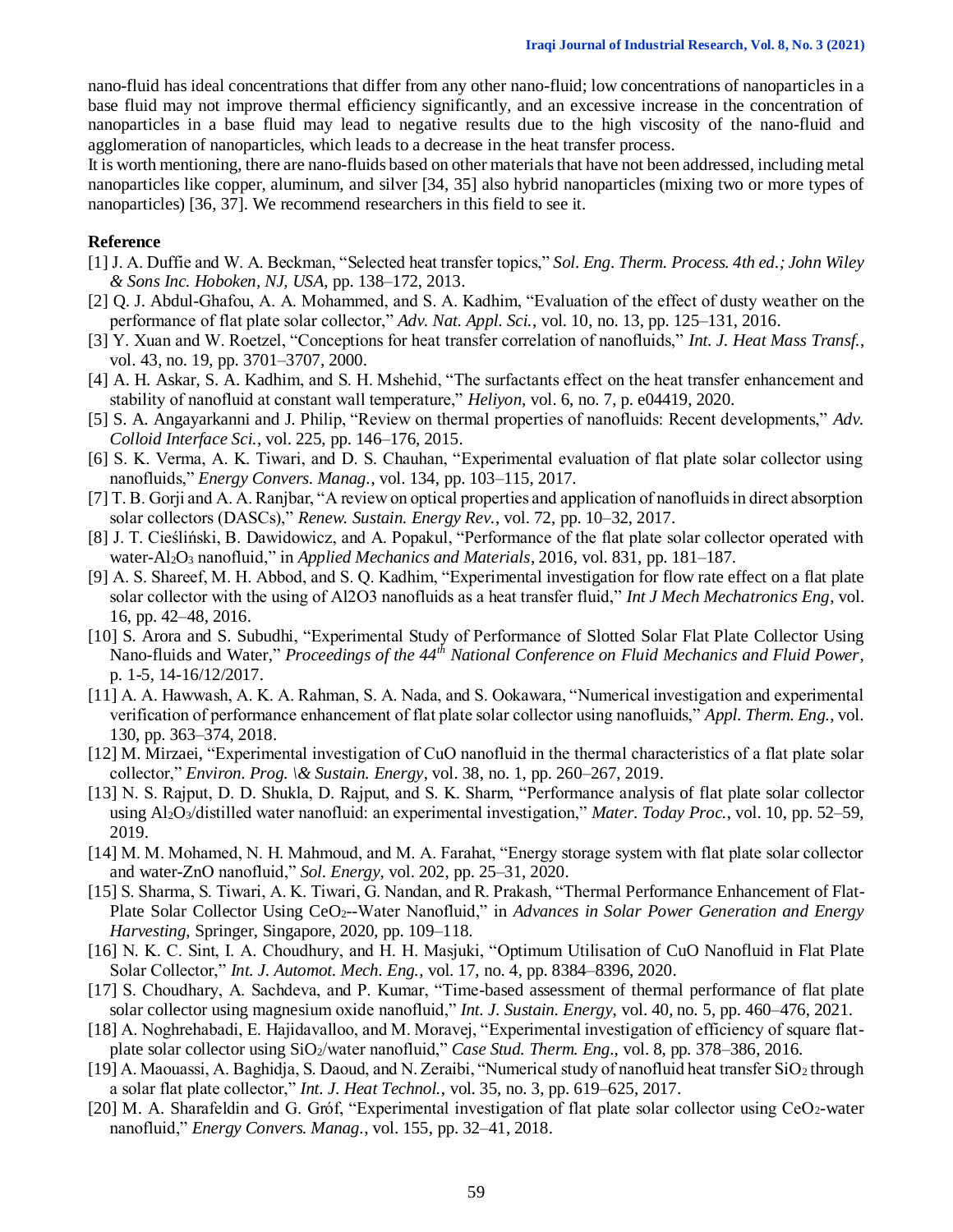nano-fluid has ideal concentrations that differ from any other nano-fluid; low concentrations of nanoparticles in a base fluid may not improve thermal efficiency significantly, and an excessive increase in the concentration of nanoparticles in a base fluid may lead to negative results due to the high viscosity of the nano-fluid and agglomeration of nanoparticles, which leads to a decrease in the heat transfer process.

It is worth mentioning, there are nano-fluids based on other materials that have not been addressed, including metal nanoparticles like copper, aluminum, and silver [34, 35] also hybrid nanoparticles (mixing two or more types of nanoparticles) [36, 37]. We recommend researchers in this field to see it.

**Reference**

[1] J. A. Duffie and W. A. Beckman, "Selected heat transfer topics," *Sol. Eng. Therm. Process. 4th ed.; John Wiley & Sons Inc. Hoboken, NJ, USA*, pp. 138–172, 2013.

[2] Q. J. Abdul-Ghafou, A. A. Mohammed, and S. A. Kadhim, "Evaluation of the effect of dusty weather on the performance of flat plate solar collector," *Adv. Nat. Appl. Sci.*, vol. 10, no. 13, pp. 125–131, 2016.

[3] Y. Xuan and W. Roetzel, "Conceptions for heat transfer correlation of nanofluids," *Int. J. Heat Mass Transf.*, vol. 43, no. 19, pp. 3701–3707, 2000.

[4] A. H. Askar, S. A. Kadhim, and S. H. Mshehid, "The surfactants effect on the heat transfer enhancement and stability of nanofluid at constant wall temperature," *Heliyon*, vol. 6, no. 7, p. e04419, 2020.

[5] S. A. Angayarkanni and J. Philip, "Review on thermal properties of nanofluids: Recent developments," *Adv. Colloid Interface Sci.*, vol. 225, pp. 146–176, 2015.

[6] S. K. Verma, A. K. Tiwari, and D. S. Chauhan, "Experimental evaluation of flat plate solar collector using nanofluids," *Energy Convers. Manag.*, vol. 134, pp. 103–115, 2017.

[7] T. B. Gorji and A. A. Ranjbar, "A review on optical properties and application of nanofluids in direct absorption solar collectors (DASCs)," *Renew. Sustain. Energy Rev.*, vol. 72, pp. 10–32, 2017.

[8] J. T. Cieśliński, B. Dawidowicz, and A. Popakul, "Performance of the flat plate solar collector operated with water-$Al_2O_3$ nanofluid," in *Applied Mechanics and Materials*, 2016, vol. 831, pp. 181–187.

[9] A. S. Shareef, M. H. Abbod, and S. Q. Kadhim, "Experimental investigation for flow rate effect on a flat plate solar collector with the using of Al2O3 nanofluids as a heat transfer fluid," *Int J Mech Mechatronics Eng*, vol. 16, pp. 42–48, 2016.

[10] S. Arora and S. Subudhi, "Experimental Study of Performance of Slotted Solar Flat Plate Collector Using Nano-fluids and Water," *Proceedings of the 44th National Conference on Fluid Mechanics and Fluid Power*, p. 1-5, 14-16/12/2017.

[11] A. A. Hawwash, A. K. A. Rahman, S. A. Nada, and S. Ookawara, "Numerical investigation and experimental verification of performance enhancement of flat plate solar collector using nanofluids," *Appl. Therm. Eng.*, vol. 130, pp. 363–374, 2018.

[12] M. Mirzaei, "Experimental investigation of CuO nanofluid in the thermal characteristics of a flat plate solar collector," *Environ. Prog. \& Sustain. Energy*, vol. 38, no. 1, pp. 260–267, 2019.

[13] N. S. Rajput, D. D. Shukla, D. Rajput, and S. K. Sharm, "Performance analysis of flat plate solar collector using $Al_2O_3$/distilled water nanofluid: an experimental investigation," *Mater. Today Proc.*, vol. 10, pp. 52–59, 2019.

[14] M. M. Mohamed, N. H. Mahmoud, and M. A. Farahat, "Energy storage system with flat plate solar collector and water-ZnO nanofluid," *Sol. Energy*, vol. 202, pp. 25–31, 2020.

[15] S. Sharma, S. Tiwari, A. K. Tiwari, G. Nandan, and R. Prakash, "Thermal Performance Enhancement of Flat-Plate Solar Collector Using $CeO_2$--Water Nanofluid," in *Advances in Solar Power Generation and Energy Harvesting*, Springer, Singapore, 2020, pp. 109–118.

[16] N. K. C. Sint, I. A. Choudhury, and H. H. Masjuki, "Optimum Utilisation of CuO Nanofluid in Flat Plate Solar Collector," *Int. J. Automot. Mech. Eng.*, vol. 17, no. 4, pp. 8384–8396, 2020.

[17] S. Choudhary, A. Sachdeva, and P. Kumar, "Time-based assessment of thermal performance of flat plate solar collector using magnesium oxide nanofluid," *Int. J. Sustain. Energy*, vol. 40, no. 5, pp. 460–476, 2021.

[18] A. Noghrehabadi, E. Hajidavalloo, and M. Moravej, "Experimental investigation of efficiency of square flat-plate solar collector using $SiO_2$/water nanofluid," *Case Stud. Therm. Eng.*, vol. 8, pp. 378–386, 2016.

[19] A. Maouassi, A. Baghidja, S. Daoud, and N. Zeraibi, "Numerical study of nanofluid heat transfer $SiO_2$ through a solar flat plate collector," *Int. J. Heat Technol.*, vol. 35, no. 3, pp. 619–625, 2017.

[20] M. A. Sharafeldin and G. Gróf, "Experimental investigation of flat plate solar collector using $CeO_2$-water nanofluid," *Energy Convers. Manag.*, vol. 155, pp. 32–41, 2018.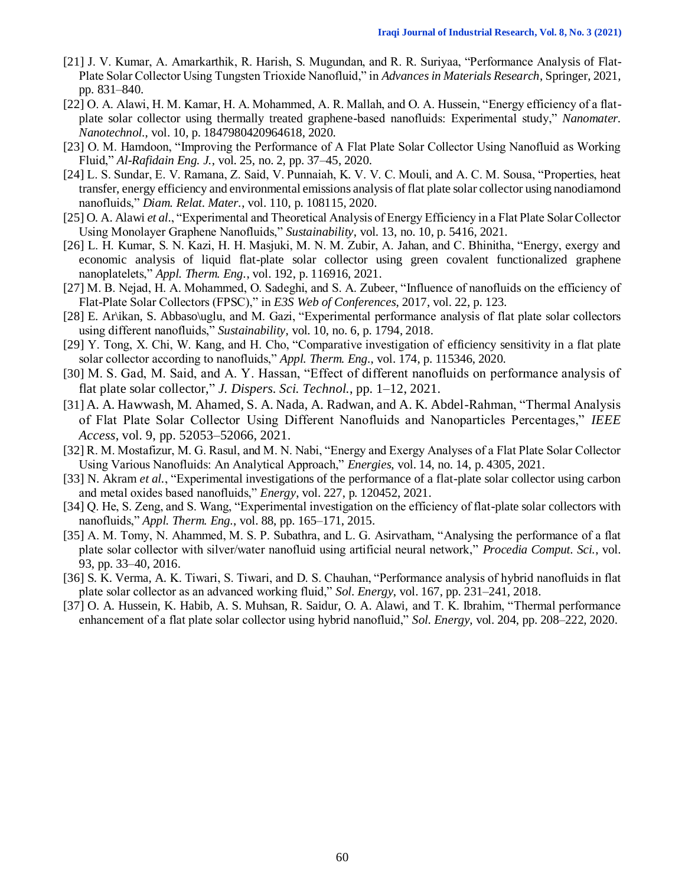[21] J. V. Kumar, A. Amarkarthik, R. Harish, S. Mugundan, and R. R. Suriyaa, "Performance Analysis of Flat-Plate Solar Collector Using Tungsten Trioxide Nanofluid," in *Advances in Materials Research*, Springer, 2021, pp. 831–840.

[22] O. A. Alawi, H. M. Kamar, H. A. Mohammed, A. R. Mallah, and O. A. Hussein, "Energy efficiency of a flat-plate solar collector using thermally treated graphene-based nanofluids: Experimental study," *Nanomater. Nanotechnol.*, vol. 10, p. 1847980420964618, 2020.

[23] O. M. Hamdoon, "Improving the Performance of A Flat Plate Solar Collector Using Nanofluid as Working Fluid," *Al-Rafidain Eng. J.*, vol. 25, no. 2, pp. 37–45, 2020.

[24] L. S. Sundar, E. V. Ramana, Z. Said, V. Punnaiah, K. V. V. C. Mouli, and A. C. M. Sousa, "Properties, heat transfer, energy efficiency and environmental emissions analysis of flat plate solar collector using nanodiamond nanofluids," *Diam. Relat. Mater.*, vol. 110, p. 108115, 2020.

[25] O. A. Alawi *et al.*, "Experimental and Theoretical Analysis of Energy Efficiency in a Flat Plate Solar Collector Using Monolayer Graphene Nanofluids," *Sustainability*, vol. 13, no. 10, p. 5416, 2021.

[26] L. H. Kumar, S. N. Kazi, H. H. Masjuki, M. N. M. Zubir, A. Jahan, and C. Bhinitha, "Energy, exergy and economic analysis of liquid flat-plate solar collector using green covalent functionalized graphene nanoplatelets," *Appl. Therm. Eng.*, vol. 192, p. 116916, 2021.

[27] M. B. Nejad, H. A. Mohammed, O. Sadeghi, and S. A. Zubeer, "Influence of nanofluids on the efficiency of Flat-Plate Solar Collectors (FPSC)," in *E3S Web of Conferences*, 2017, vol. 22, p. 123.

[28] E. Ar\ikan, S. Abbaso\uglu, and M. Gazi, "Experimental performance analysis of flat plate solar collectors using different nanofluids," *Sustainability*, vol. 10, no. 6, p. 1794, 2018.

[29] Y. Tong, X. Chi, W. Kang, and H. Cho, "Comparative investigation of efficiency sensitivity in a flat plate solar collector according to nanofluids," *Appl. Therm. Eng.*, vol. 174, p. 115346, 2020.

[30] M. S. Gad, M. Said, and A. Y. Hassan, "Effect of different nanofluids on performance analysis of flat plate solar collector," *J. Dispers. Sci. Technol.*, pp. 1–12, 2021.

[31] A. A. Hawwash, M. Ahamed, S. A. Nada, A. Radwan, and A. K. Abdel-Rahman, "Thermal Analysis of Flat Plate Solar Collector Using Different Nanofluids and Nanoparticles Percentages," *IEEE Access*, vol. 9, pp. 52053–52066, 2021.

[32] R. M. Mostafizur, M. G. Rasul, and M. N. Nabi, "Energy and Exergy Analyses of a Flat Plate Solar Collector Using Various Nanofluids: An Analytical Approach," *Energies*, vol. 14, no. 14, p. 4305, 2021.

[33] N. Akram *et al.*, "Experimental investigations of the performance of a flat-plate solar collector using carbon and metal oxides based nanofluids," *Energy*, vol. 227, p. 120452, 2021.

[34] Q. He, S. Zeng, and S. Wang, "Experimental investigation on the efficiency of flat-plate solar collectors with nanofluids," *Appl. Therm. Eng.*, vol. 88, pp. 165–171, 2015.

[35] A. M. Tomy, N. Ahammed, M. S. P. Subathra, and L. G. Asirvatham, "Analysing the performance of a flat plate solar collector with silver/water nanofluid using artificial neural network," *Procedia Comput. Sci.*, vol. 93, pp. 33–40, 2016.

[36] S. K. Verma, A. K. Tiwari, S. Tiwari, and D. S. Chauhan, "Performance analysis of hybrid nanofluids in flat plate solar collector as an advanced working fluid," *Sol. Energy*, vol. 167, pp. 231–241, 2018.

[37] O. A. Hussein, K. Habib, A. S. Muhsan, R. Saidur, O. A. Alawi, and T. K. Ibrahim, "Thermal performance enhancement of a flat plate solar collector using hybrid nanofluid," *Sol. Energy*, vol. 204, pp. 208–222, 2020.